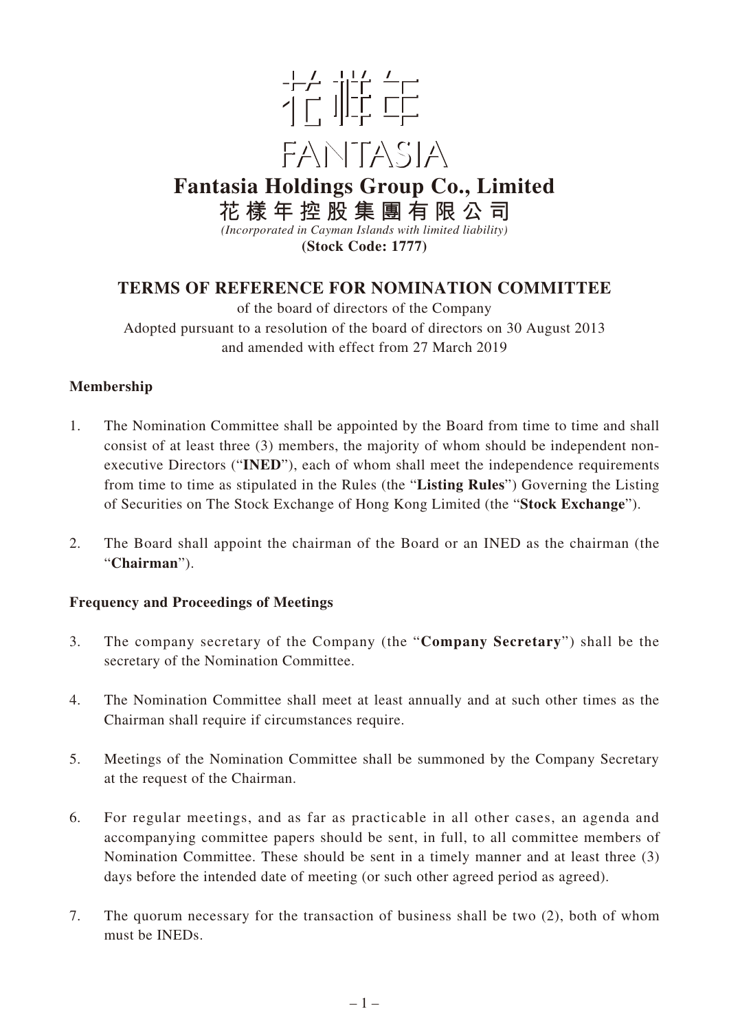花樣年

FANTASIA

# Fantasia Holdings Group Co., Limited

## 花樣年控股集團有限公司

*(Incorporated in Cayman Islands with limited liability)*

**(Stock Code: 1777)**

## TERMS OF REFERENCE FOR NOMINATION COMMITTEE

of the board of directors of the Company
Adopted pursuant to a resolution of the board of directors on 30 August 2013
and amended with effect from 27 March 2019

### Membership

1. The Nomination Committee shall be appointed by the Board from time to time and shall consist of at least three (3) members, the majority of whom should be independent non-executive Directors ("**INED**"), each of whom shall meet the independence requirements from time to time as stipulated in the Rules (the "**Listing Rules**") Governing the Listing of Securities on The Stock Exchange of Hong Kong Limited (the "**Stock Exchange**").

2. The Board shall appoint the chairman of the Board or an INED as the chairman (the "**Chairman**").

### Frequency and Proceedings of Meetings

3. The company secretary of the Company (the "**Company Secretary**") shall be the secretary of the Nomination Committee.

4. The Nomination Committee shall meet at least annually and at such other times as the Chairman shall require if circumstances require.

5. Meetings of the Nomination Committee shall be summoned by the Company Secretary at the request of the Chairman.

6. For regular meetings, and as far as practicable in all other cases, an agenda and accompanying committee papers should be sent, in full, to all committee members of Nomination Committee. These should be sent in a timely manner and at least three (3) days before the intended date of meeting (or such other agreed period as agreed).

7. The quorum necessary for the transaction of business shall be two (2), both of whom must be INEDs.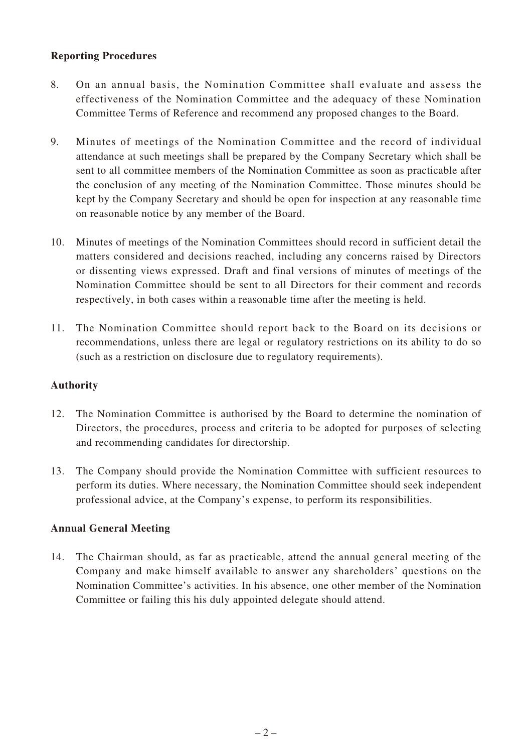**Reporting Procedures**

8. On an annual basis, the Nomination Committee shall evaluate and assess the effectiveness of the Nomination Committee and the adequacy of these Nomination Committee Terms of Reference and recommend any proposed changes to the Board.

9. Minutes of meetings of the Nomination Committee and the record of individual attendance at such meetings shall be prepared by the Company Secretary which shall be sent to all committee members of the Nomination Committee as soon as practicable after the conclusion of any meeting of the Nomination Committee. Those minutes should be kept by the Company Secretary and should be open for inspection at any reasonable time on reasonable notice by any member of the Board.

10. Minutes of meetings of the Nomination Committees should record in sufficient detail the matters considered and decisions reached, including any concerns raised by Directors or dissenting views expressed. Draft and final versions of minutes of meetings of the Nomination Committee should be sent to all Directors for their comment and records respectively, in both cases within a reasonable time after the meeting is held.

11. The Nomination Committee should report back to the Board on its decisions or recommendations, unless there are legal or regulatory restrictions on its ability to do so (such as a restriction on disclosure due to regulatory requirements).

**Authority**

12. The Nomination Committee is authorised by the Board to determine the nomination of Directors, the procedures, process and criteria to be adopted for purposes of selecting and recommending candidates for directorship.

13. The Company should provide the Nomination Committee with sufficient resources to perform its duties. Where necessary, the Nomination Committee should seek independent professional advice, at the Company's expense, to perform its responsibilities.

**Annual General Meeting**

14. The Chairman should, as far as practicable, attend the annual general meeting of the Company and make himself available to answer any shareholders' questions on the Nomination Committee's activities. In his absence, one other member of the Nomination Committee or failing this his duly appointed delegate should attend.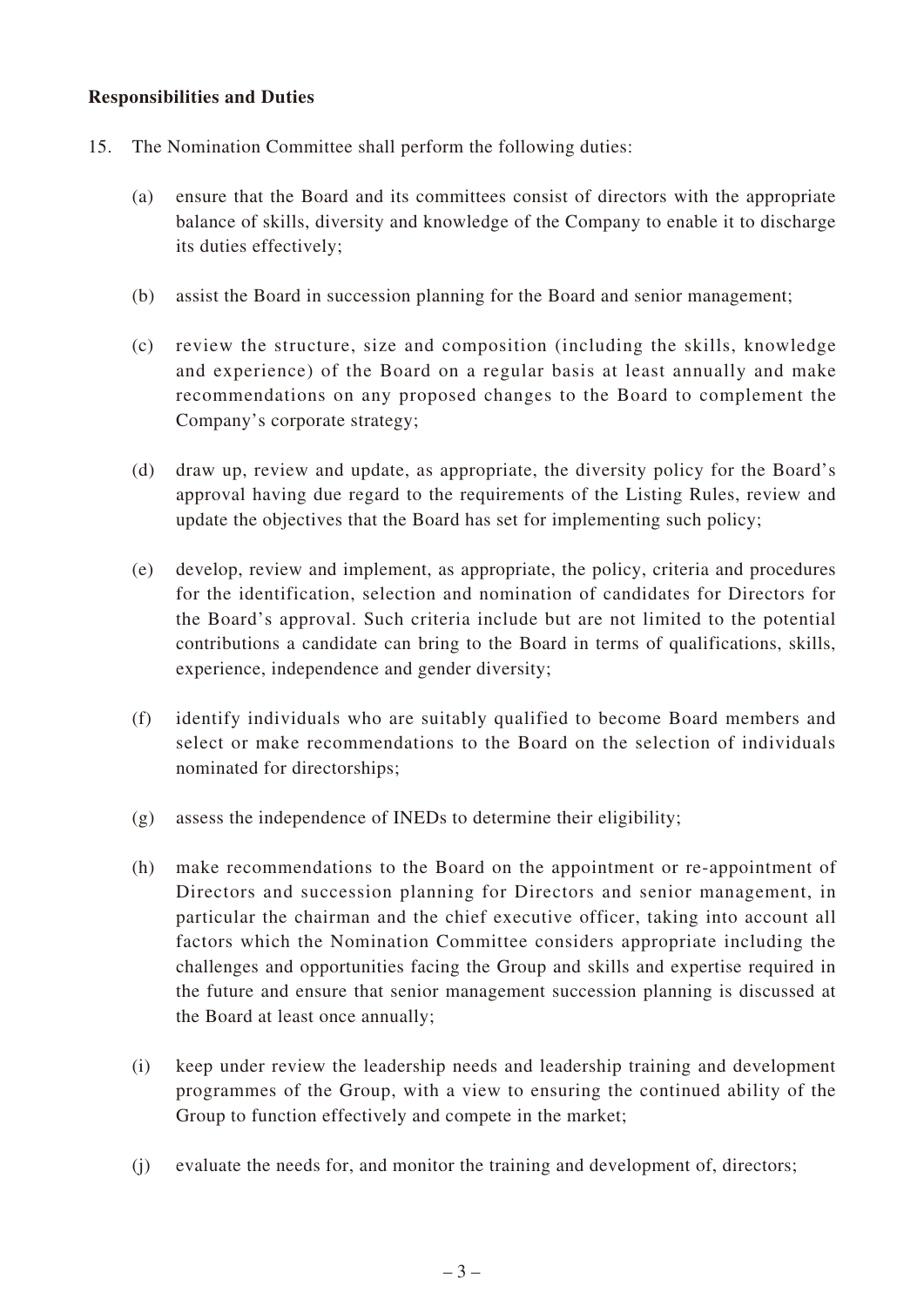**Responsibilities and Duties**

15. The Nomination Committee shall perform the following duties:

    (a) ensure that the Board and its committees consist of directors with the appropriate balance of skills, diversity and knowledge of the Company to enable it to discharge its duties effectively;

    (b) assist the Board in succession planning for the Board and senior management;

    (c) review the structure, size and composition (including the skills, knowledge and experience) of the Board on a regular basis at least annually and make recommendations on any proposed changes to the Board to complement the Company's corporate strategy;

    (d) draw up, review and update, as appropriate, the diversity policy for the Board's approval having due regard to the requirements of the Listing Rules, review and update the objectives that the Board has set for implementing such policy;

    (e) develop, review and implement, as appropriate, the policy, criteria and procedures for the identification, selection and nomination of candidates for Directors for the Board's approval. Such criteria include but are not limited to the potential contributions a candidate can bring to the Board in terms of qualifications, skills, experience, independence and gender diversity;

    (f) identify individuals who are suitably qualified to become Board members and select or make recommendations to the Board on the selection of individuals nominated for directorships;

    (g) assess the independence of INEDs to determine their eligibility;

    (h) make recommendations to the Board on the appointment or re-appointment of Directors and succession planning for Directors and senior management, in particular the chairman and the chief executive officer, taking into account all factors which the Nomination Committee considers appropriate including the challenges and opportunities facing the Group and skills and expertise required in the future and ensure that senior management succession planning is discussed at the Board at least once annually;

    (i) keep under review the leadership needs and leadership training and development programmes of the Group, with a view to ensuring the continued ability of the Group to function effectively and compete in the market;

    (j) evaluate the needs for, and monitor the training and development of, directors;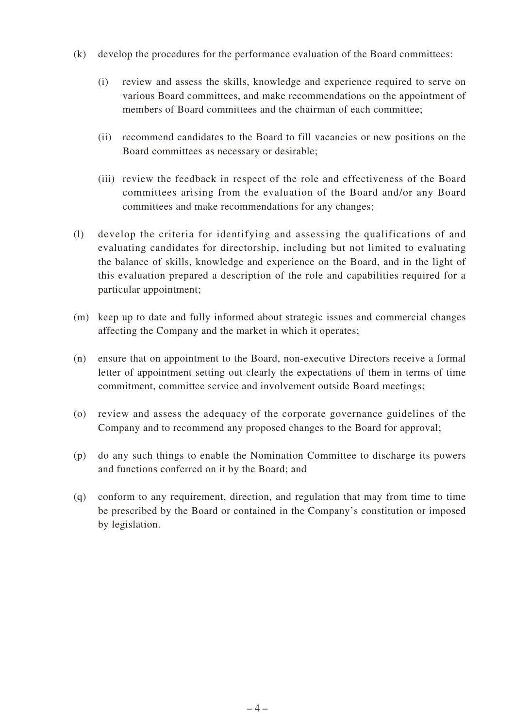(k) develop the procedures for the performance evaluation of the Board committees:

   (i) review and assess the skills, knowledge and experience required to serve on various Board committees, and make recommendations on the appointment of members of Board committees and the chairman of each committee;

   (ii) recommend candidates to the Board to fill vacancies or new positions on the Board committees as necessary or desirable;

   (iii) review the feedback in respect of the role and effectiveness of the Board committees arising from the evaluation of the Board and/or any Board committees and make recommendations for any changes;

(l) develop the criteria for identifying and assessing the qualifications of and evaluating candidates for directorship, including but not limited to evaluating the balance of skills, knowledge and experience on the Board, and in the light of this evaluation prepared a description of the role and capabilities required for a particular appointment;

(m) keep up to date and fully informed about strategic issues and commercial changes affecting the Company and the market in which it operates;

(n) ensure that on appointment to the Board, non-executive Directors receive a formal letter of appointment setting out clearly the expectations of them in terms of time commitment, committee service and involvement outside Board meetings;

(o) review and assess the adequacy of the corporate governance guidelines of the Company and to recommend any proposed changes to the Board for approval;

(p) do any such things to enable the Nomination Committee to discharge its powers and functions conferred on it by the Board; and

(q) conform to any requirement, direction, and regulation that may from time to time be prescribed by the Board or contained in the Company's constitution or imposed by legislation.